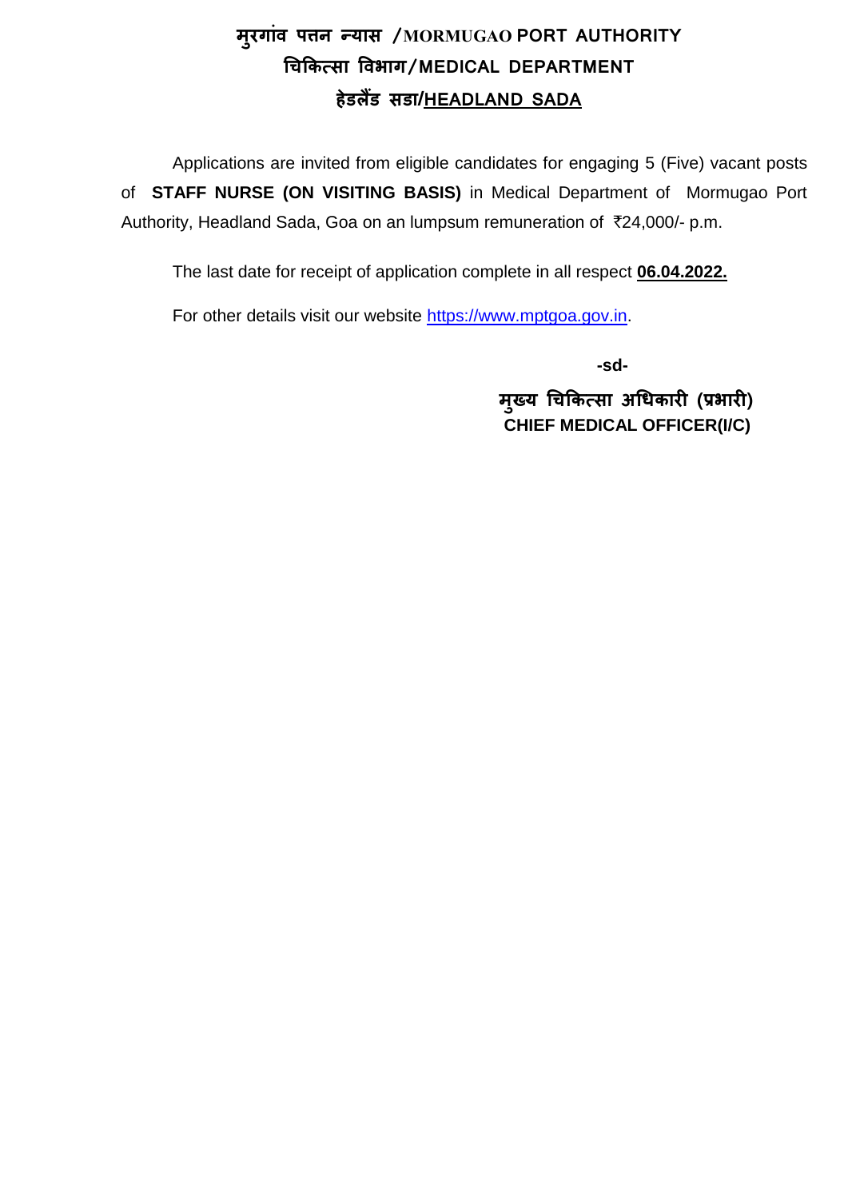# मुरगांव पत्तन न्यास /MORMUGAO PORT AUTHORITY
## चिकित्सा विभाग/MEDICAL DEPARTMENT
## हेडलैंड सडा/HEADLAND SADA

Applications are invited from eligible candidates for engaging 5 (Five) vacant posts of **STAFF NURSE (ON VISITING BASIS)** in Medical Department of Mormugao Port Authority, Headland Sada, Goa on an lumpsum remuneration of ₹24,000/- p.m.

The last date for receipt of application complete in all respect **06.04.2022.**

For other details visit our website https://www.mptgoa.gov.in.

**-sd-**

**मुख्य चिकित्सा अधिकारी (प्रभारी)**
**CHIEF MEDICAL OFFICER(I/C)**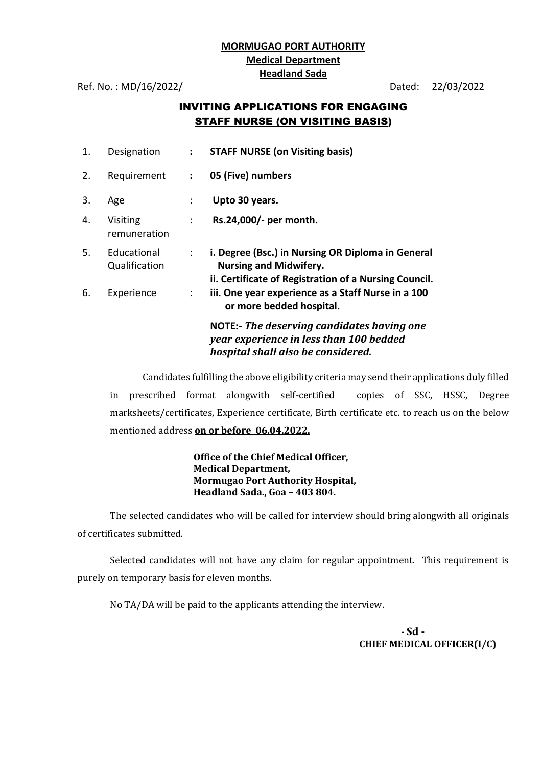**MORMUGAO PORT AUTHORITY**
**Medical Department**
**Headland Sada**

Ref. No. : MD/16/2022/ Dated: 22/03/2022

## INVITING APPLICATIONS FOR ENGAGING STAFF NURSE (ON VISITING BASIS)

| | | | |
|---|---|---|---|
| 1. | Designation | : | **STAFF NURSE (on Visiting basis)** |
| 2. | Requirement | : | **05 (Five) numbers** |
| 3. | Age | : | **Upto 30 years.** |
| 4. | Visiting remuneration | : | **Rs.24,000/- per month.** |
| 5. | Educational Qualification | : | **i. Degree (Bsc.) in Nursing OR Diploma in General Nursing and Midwifery.** <br> **ii. Certificate of Registration of a Nursing Council.** |
| 6. | Experience | : | **iii. One year experience as a Staff Nurse in a 100 or more bedded hospital.** |

**NOTE:-** ***The deserving candidates having one year experience in less than 100 bedded hospital shall also be considered.***

Candidates fulfilling the above eligibility criteria may send their applications duly filled in prescribed format alongwith self-certified copies of SSC, HSSC, Degree marksheets/certificates, Experience certificate, Birth certificate etc. to reach us on the below mentioned address **on or before 06.04.2022.**

**Office of the Chief Medical Officer,**
**Medical Department,**
**Mormugao Port Authority Hospital,**
**Headland Sada., Goa – 403 804.**

The selected candidates who will be called for interview should bring alongwith all originals of certificates submitted.

Selected candidates will not have any claim for regular appointment. This requirement is purely on temporary basis for eleven months.

No TA/DA will be paid to the applicants attending the interview.

**- Sd -**
**CHIEF MEDICAL OFFICER(I/C)**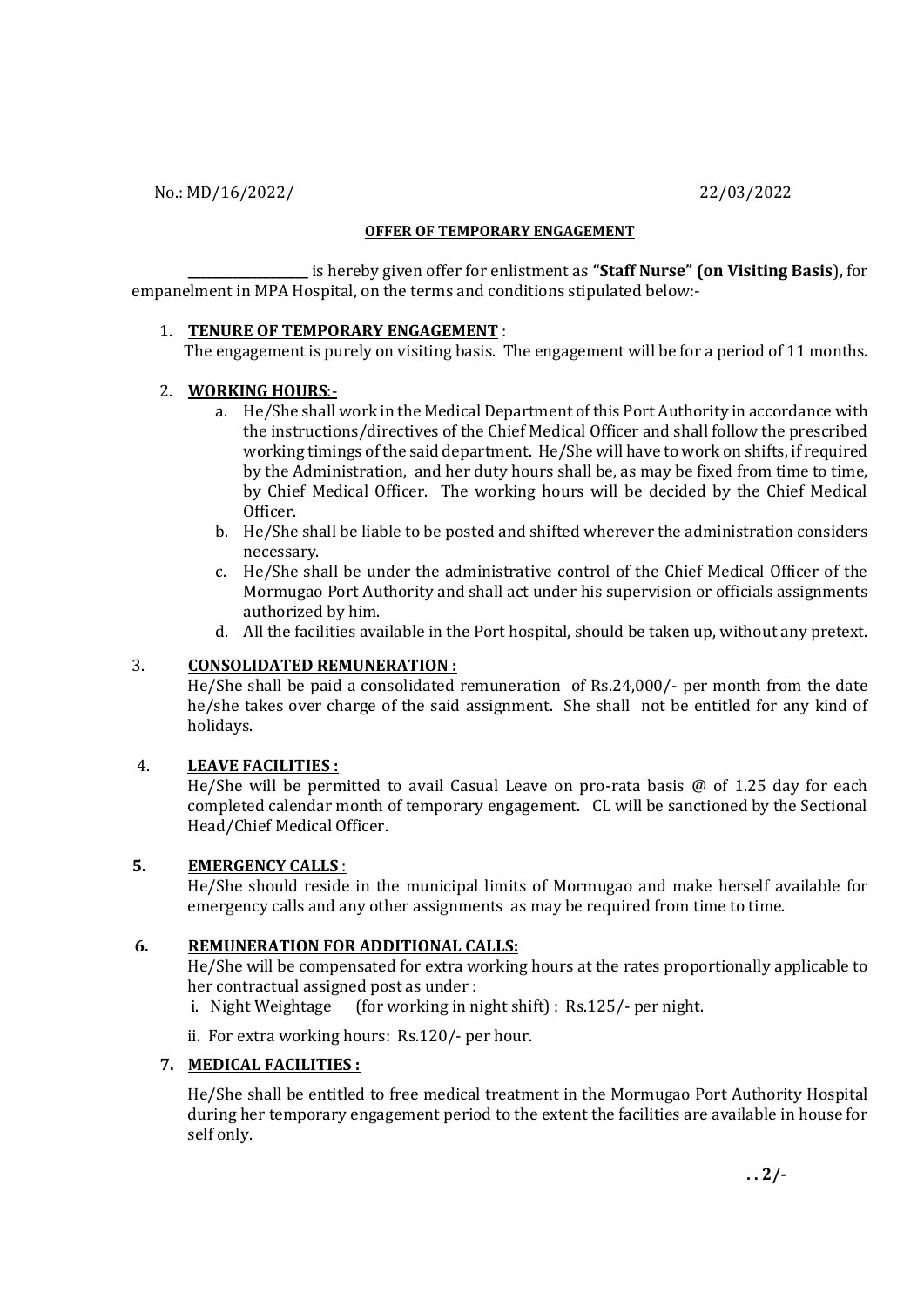No.: MD/16/2022/ 22/03/2022

**OFFER OF TEMPORARY ENGAGEMENT**

__________________ is hereby given offer for enlistment as **"Staff Nurse" (on Visiting Basis**), for empanelment in MPA Hospital, on the terms and conditions stipulated below:-

1. **TENURE OF TEMPORARY ENGAGEMENT** :
   The engagement is purely on visiting basis. The engagement will be for a period of 11 months.

2. **WORKING HOURS**:-
   a. He/She shall work in the Medical Department of this Port Authority in accordance with the instructions/directives of the Chief Medical Officer and shall follow the prescribed working timings of the said department. He/She will have to work on shifts, if required by the Administration, and her duty hours shall be, as may be fixed from time to time, by Chief Medical Officer. The working hours will be decided by the Chief Medical Officer.
   b. He/She shall be liable to be posted and shifted wherever the administration considers necessary.
   c. He/She shall be under the administrative control of the Chief Medical Officer of the Mormugao Port Authority and shall act under his supervision or officials assignments authorized by him.
   d. All the facilities available in the Port hospital, should be taken up, without any pretext.

3. **CONSOLIDATED REMUNERATION :**
   He/She shall be paid a consolidated remuneration of Rs.24,000/- per month from the date he/she takes over charge of the said assignment. She shall not be entitled for any kind of holidays.

4. **LEAVE FACILITIES :**
   He/She will be permitted to avail Casual Leave on pro-rata basis @ of 1.25 day for each completed calendar month of temporary engagement. CL will be sanctioned by the Sectional Head/Chief Medical Officer.

5. **EMERGENCY CALLS** :
   He/She should reside in the municipal limits of Mormugao and make herself available for emergency calls and any other assignments as may be required from time to time.

6. **REMUNERATION FOR ADDITIONAL CALLS:**
   He/She will be compensated for extra working hours at the rates proportionally applicable to her contractual assigned post as under :
   i. Night Weightage (for working in night shift) : Rs.125/- per night.
   ii. For extra working hours: Rs.120/- per hour.

7. **MEDICAL FACILITIES :**
   He/She shall be entitled to free medical treatment in the Mormugao Port Authority Hospital during her temporary engagement period to the extent the facilities are available in house for self only.

. . 2/-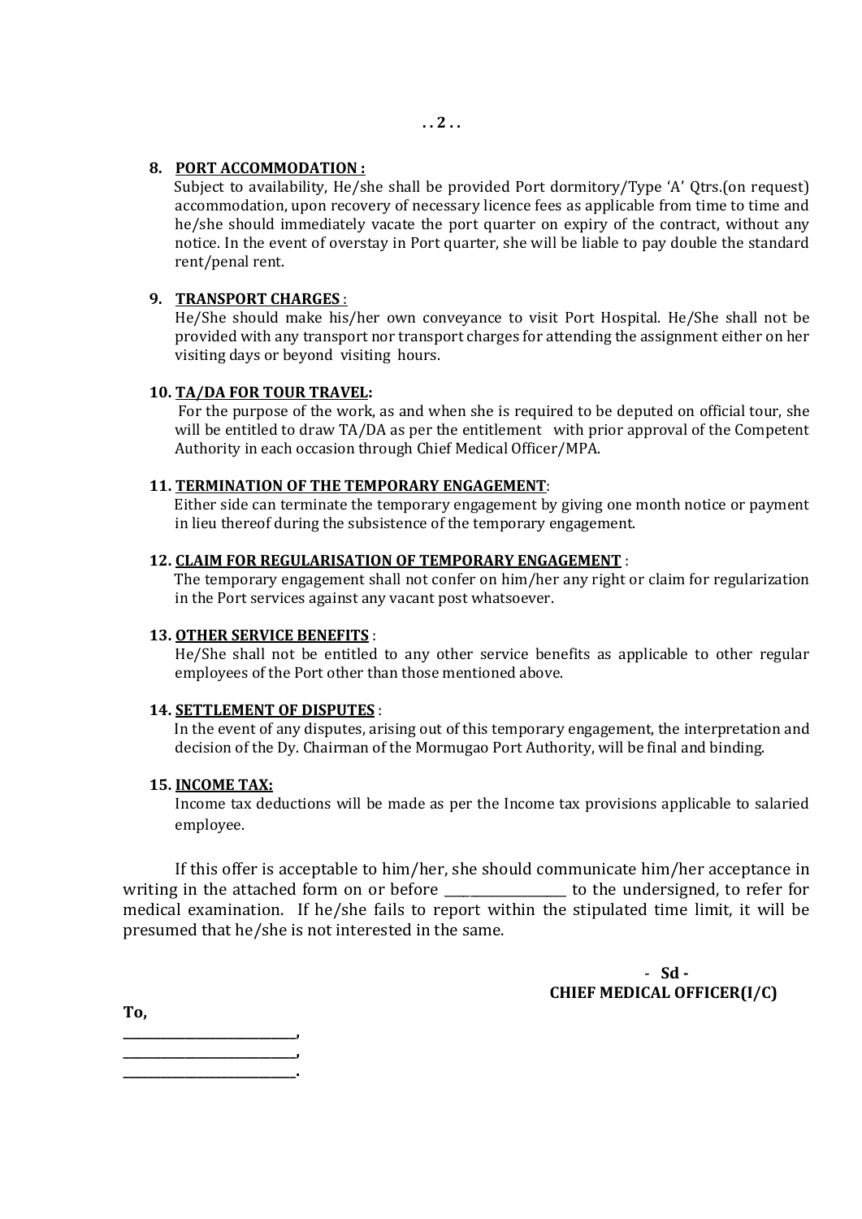8. **PORT ACCOMMODATION :**
   Subject to availability, He/she shall be provided Port dormitory/Type 'A' Qtrs.(on request) accommodation, upon recovery of necessary licence fees as applicable from time to time and he/she should immediately vacate the port quarter on expiry of the contract, without any notice. In the event of overstay in Port quarter, she will be liable to pay double the standard rent/penal rent.

9. **TRANSPORT CHARGES** :
   He/She should make his/her own conveyance to visit Port Hospital. He/She shall not be provided with any transport nor transport charges for attending the assignment either on her visiting days or beyond visiting hours.

10. **TA/DA FOR TOUR TRAVEL:**
    For the purpose of the work, as and when she is required to be deputed on official tour, she will be entitled to draw TA/DA as per the entitlement with prior approval of the Competent Authority in each occasion through Chief Medical Officer/MPA.

11. **TERMINATION OF THE TEMPORARY ENGAGEMENT**:
    Either side can terminate the temporary engagement by giving one month notice or payment in lieu thereof during the subsistence of the temporary engagement.

12. **CLAIM FOR REGULARISATION OF TEMPORARY ENGAGEMENT** :
    The temporary engagement shall not confer on him/her any right or claim for regularization in the Port services against any vacant post whatsoever.

13. **OTHER SERVICE BENEFITS** :
    He/She shall not be entitled to any other service benefits as applicable to other regular employees of the Port other than those mentioned above.

14. **SETTLEMENT OF DISPUTES** :
    In the event of any disputes, arising out of this temporary engagement, the interpretation and decision of the Dy. Chairman of the Mormugao Port Authority, will be final and binding.

15. **INCOME TAX:**
    Income tax deductions will be made as per the Income tax provisions applicable to salaried employee.

If this offer is acceptable to him/her, she should communicate him/her acceptance in writing in the attached form on or before ________________ to the undersigned, to refer for medical examination. If he/she fails to report within the stipulated time limit, it will be presumed that he/she is not interested in the same.

- **Sd -**
**CHIEF MEDICAL OFFICER(I/C)**

**To,**
**________________________,**
**________________________,**
**________________________.**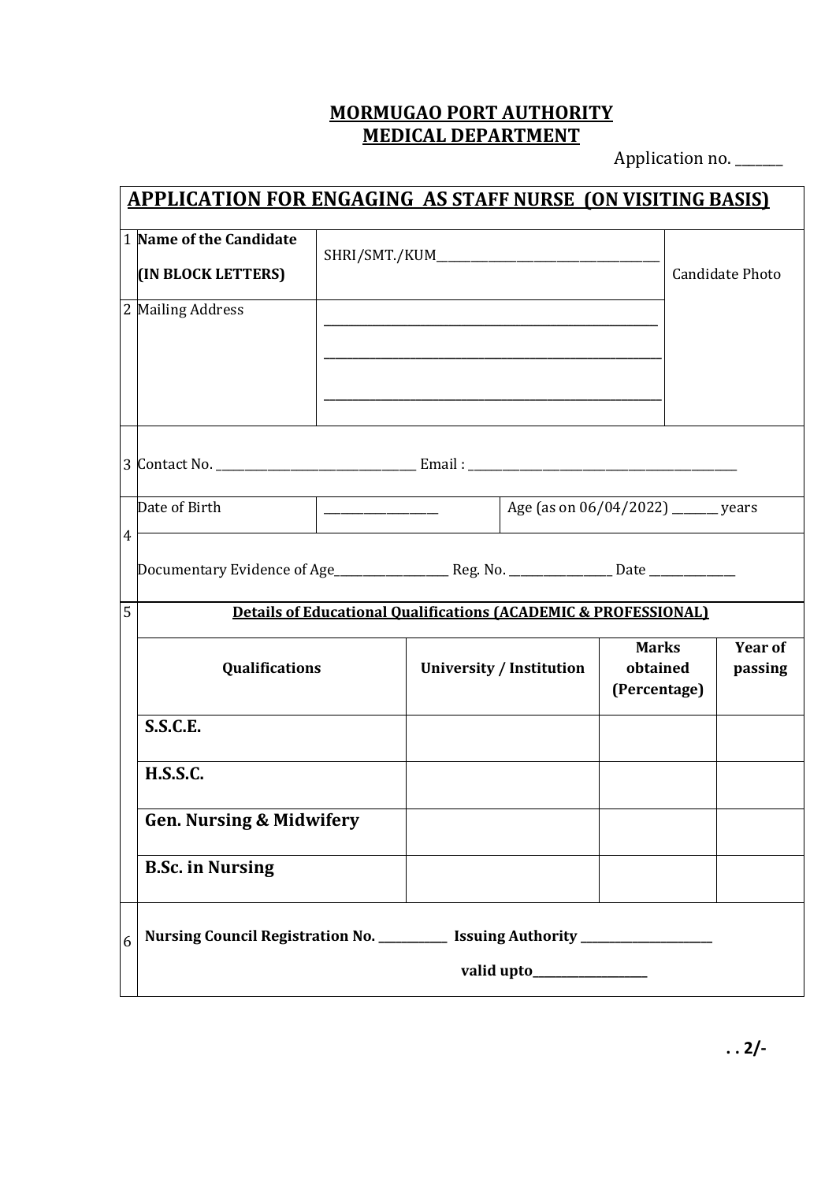**MORMUGAO PORT AUTHORITY**
**MEDICAL DEPARTMENT**

Application no. _______

## APPLICATION FOR ENGAGING AS STAFF NURSE (ON VISITING BASIS)

| | | | |
|---|---|---|---|
| 1 | **Name of the Candidate (IN BLOCK LETTERS)** | SHRI/SMT./KUM_______________________________________ | Candidate Photo |
| 2 | Mailing Address | _______________________________________________________ _______________________________________________________ _______________________________________________________ | |
| 3 | Contact No. ________________________________ Email : ____________________________________________ | | |
| 4 | Date of Birth | __________________ | Age (as on 06/04/2022) _______ years |
| | Documentary Evidence of Age___________________ Reg. No. _________________ Date ______________ | | |

5 **Details of Educational Qualifications (ACADEMIC & PROFESSIONAL)**

| Qualifications | University / Institution | Marks obtained (Percentage) | Year of passing |
|---|---|---|---|
| **S.S.C.E.** | | | |
| **H.S.S.C.** | | | |
| **Gen. Nursing & Midwifery** | | | |
| **B.Sc. in Nursing** | | | |

6 **Nursing Council Registration No. ___________ Issuing Authority ______________________**

**valid upto___________________**

**. . 2/-**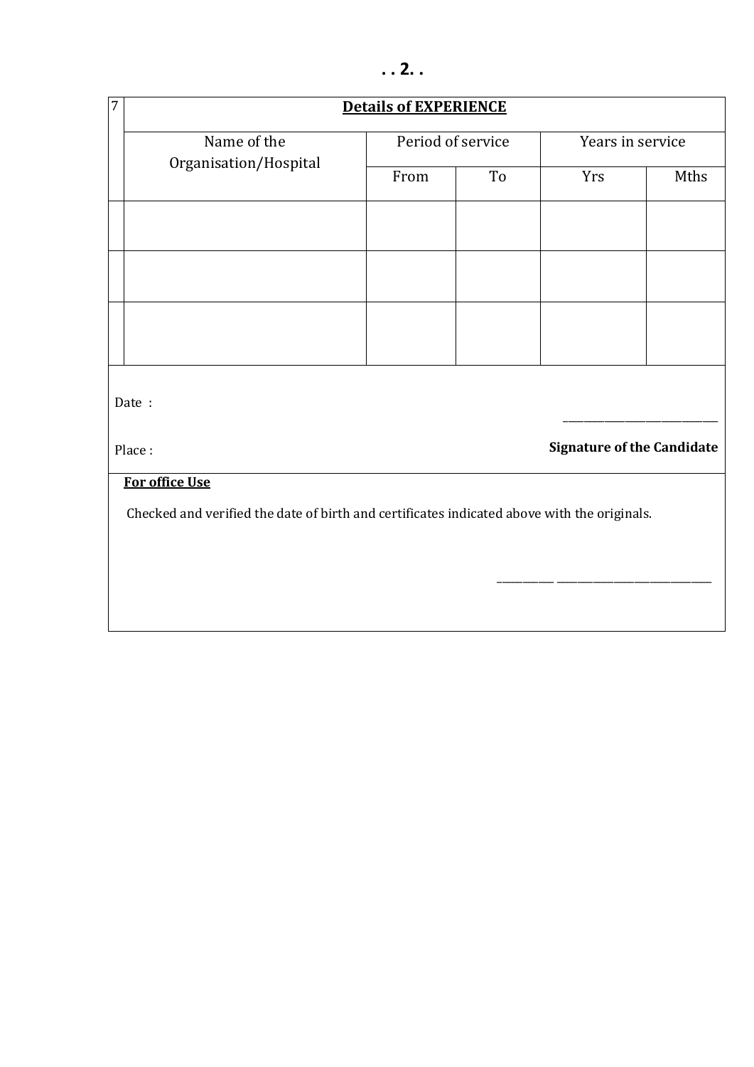. . 2. .

| 7 | **Details of EXPERIENCE** | | | | |
|---|---|---|---|---|---|
| | Name of the Organisation/Hospital | Period of service | | Years in service | |
| | | From | To | Yrs | Mths |
| | | | | | |
| | | | | | |
| | | | | | |

Date :

Place :

\_\_\_\_\_\_\_\_\_\_\_\_\_\_\_\_\_\_\_\_\_\_\_\_\_\_\_\_

**Signature of the Candidate**

**For office Use**

Checked and verified the date of birth and certificates indicated above with the originals.

\_\_\_\_\_\_\_\_\_\_ \_\_\_\_\_\_\_\_\_\_\_\_\_\_\_\_\_\_\_\_\_\_\_\_\_\_\_\_